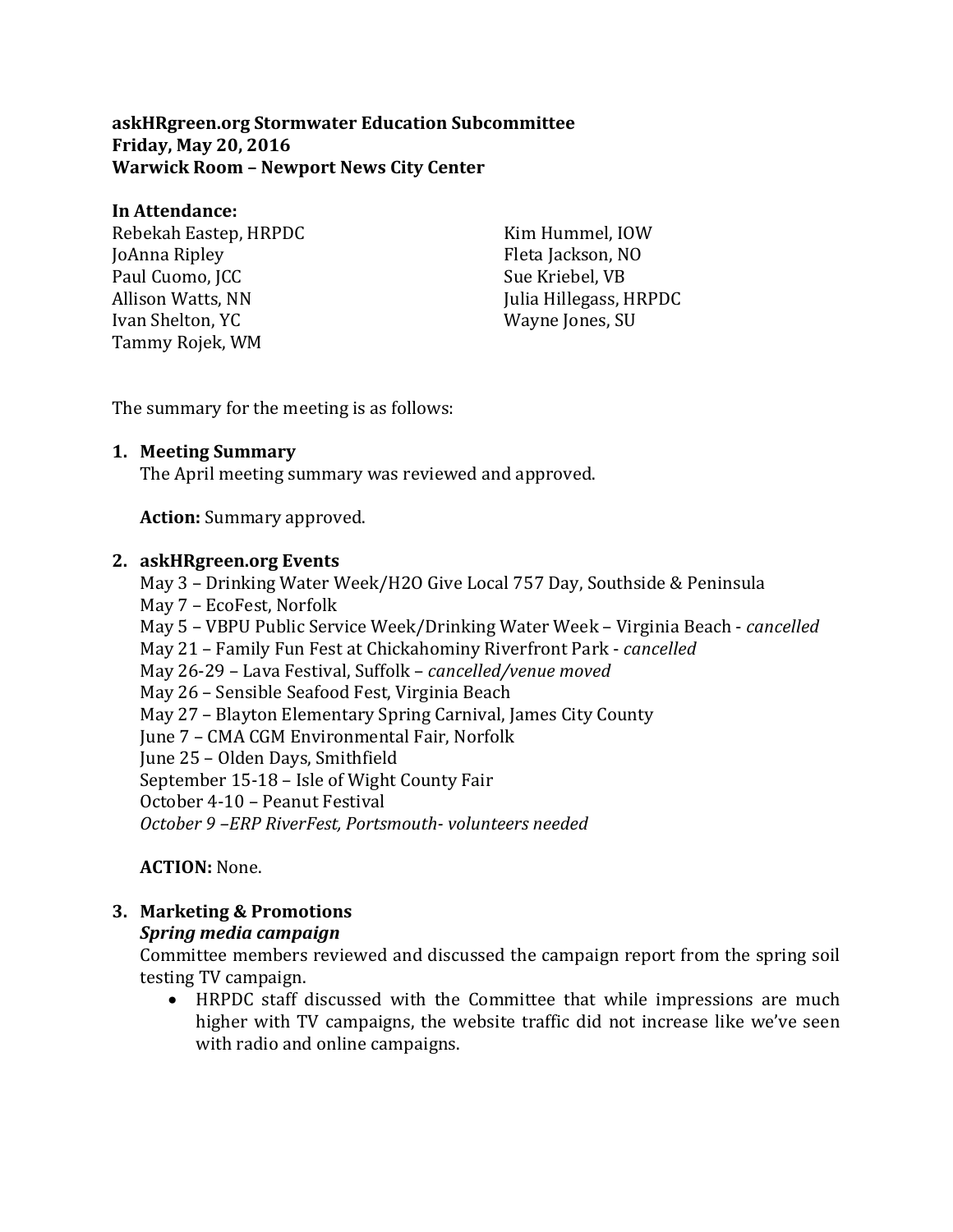**askHRgreen.org Stormwater Education Subcommittee**
**Friday, May 20, 2016**
**Warwick Room – Newport News City Center**

**In Attendance:**

Rebekah Eastep, HRPDC
JoAnna Ripley
Paul Cuomo, JCC
Allison Watts, NN
Ivan Shelton, YC
Tammy Rojek, WM
Kim Hummel, IOW
Fleta Jackson, NO
Sue Kriebel, VB
Julia Hillegass, HRPDC
Wayne Jones, SU

The summary for the meeting is as follows:

**1. Meeting Summary**

The April meeting summary was reviewed and approved.

**Action:** Summary approved.

**2. askHRgreen.org Events**

May 3 – Drinking Water Week/H2O Give Local 757 Day, Southside & Peninsula
May 7 – EcoFest, Norfolk
May 5 – VBPU Public Service Week/Drinking Water Week – Virginia Beach - *cancelled*
May 21 – Family Fun Fest at Chickahominy Riverfront Park - *cancelled*
May 26-29 – Lava Festival, Suffolk – *cancelled/venue moved*
May 26 – Sensible Seafood Fest, Virginia Beach
May 27 – Blayton Elementary Spring Carnival, James City County
June 7 – CMA CGM Environmental Fair, Norfolk
June 25 – Olden Days, Smithfield
September 15-18 – Isle of Wight County Fair
October 4-10 – Peanut Festival
*October 9 –ERP RiverFest, Portsmouth- volunteers needed*

**ACTION:** None.

**3. Marketing & Promotions**

***Spring media campaign***

Committee members reviewed and discussed the campaign report from the spring soil testing TV campaign.

- HRPDC staff discussed with the Committee that while impressions are much higher with TV campaigns, the website traffic did not increase like we've seen with radio and online campaigns.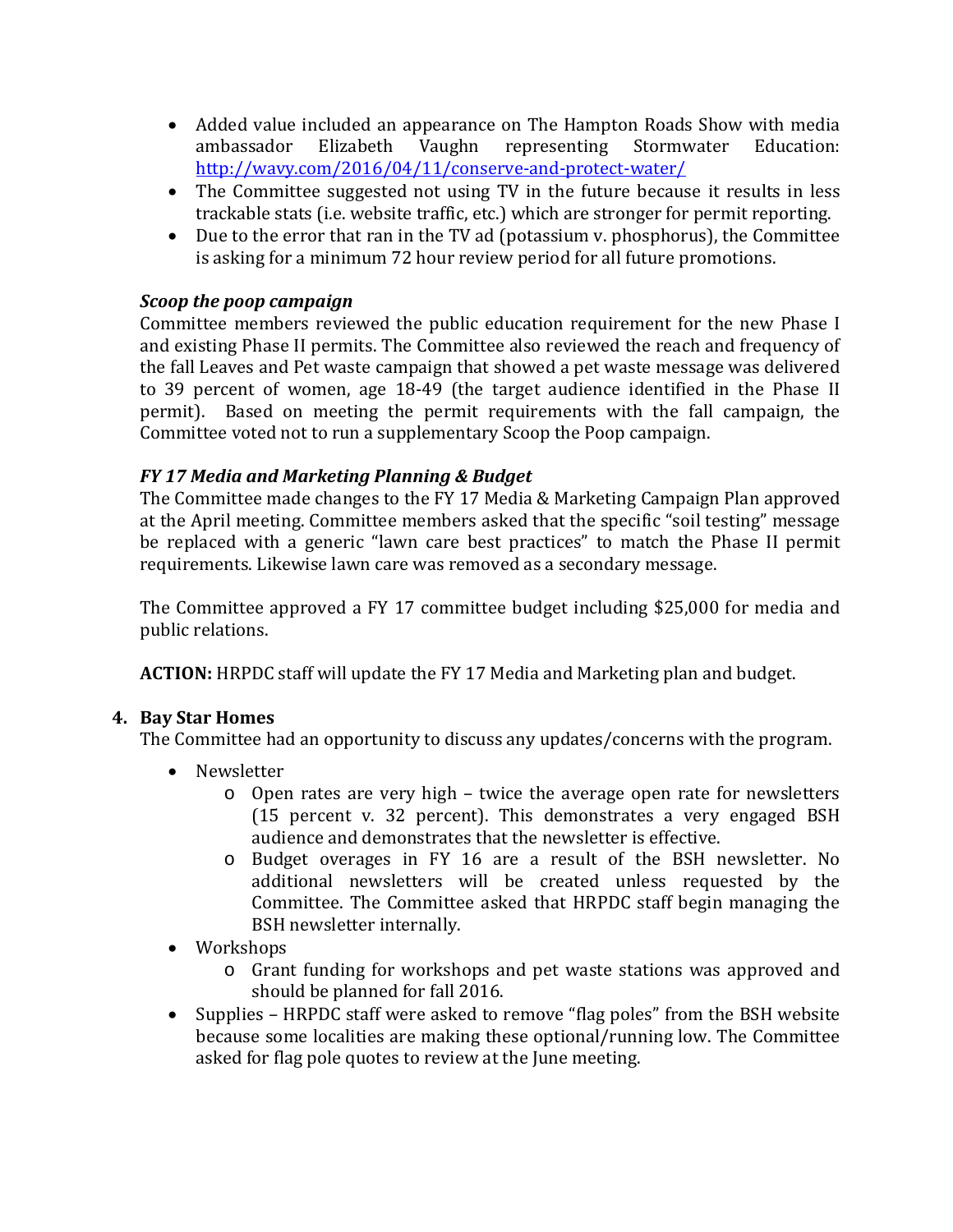- Added value included an appearance on The Hampton Roads Show with media ambassador Elizabeth Vaughn representing Stormwater Education: [http://wavy.com/2016/04/11/conserve-and-protect-water/](http://wavy.com/2016/04/11/conserve-and-protect-water/)
- The Committee suggested not using TV in the future because it results in less trackable stats (i.e. website traffic, etc.) which are stronger for permit reporting.
- Due to the error that ran in the TV ad (potassium v. phosphorus), the Committee is asking for a minimum 72 hour review period for all future promotions.

***Scoop the poop campaign***

Committee members reviewed the public education requirement for the new Phase I and existing Phase II permits. The Committee also reviewed the reach and frequency of the fall Leaves and Pet waste campaign that showed a pet waste message was delivered to 39 percent of women, age 18-49 (the target audience identified in the Phase II permit). Based on meeting the permit requirements with the fall campaign, the Committee voted not to run a supplementary Scoop the Poop campaign.

***FY 17 Media and Marketing Planning & Budget***

The Committee made changes to the FY 17 Media & Marketing Campaign Plan approved at the April meeting. Committee members asked that the specific "soil testing" message be replaced with a generic "lawn care best practices" to match the Phase II permit requirements. Likewise lawn care was removed as a secondary message.

The Committee approved a FY 17 committee budget including $25,000 for media and public relations.

**ACTION:** HRPDC staff will update the FY 17 Media and Marketing plan and budget.

**4. Bay Star Homes**

The Committee had an opportunity to discuss any updates/concerns with the program.

- Newsletter
  - Open rates are very high – twice the average open rate for newsletters (15 percent v. 32 percent). This demonstrates a very engaged BSH audience and demonstrates that the newsletter is effective.
  - Budget overages in FY 16 are a result of the BSH newsletter. No additional newsletters will be created unless requested by the Committee. The Committee asked that HRPDC staff begin managing the BSH newsletter internally.
- Workshops
  - Grant funding for workshops and pet waste stations was approved and should be planned for fall 2016.
- Supplies – HRPDC staff were asked to remove "flag poles" from the BSH website because some localities are making these optional/running low. The Committee asked for flag pole quotes to review at the June meeting.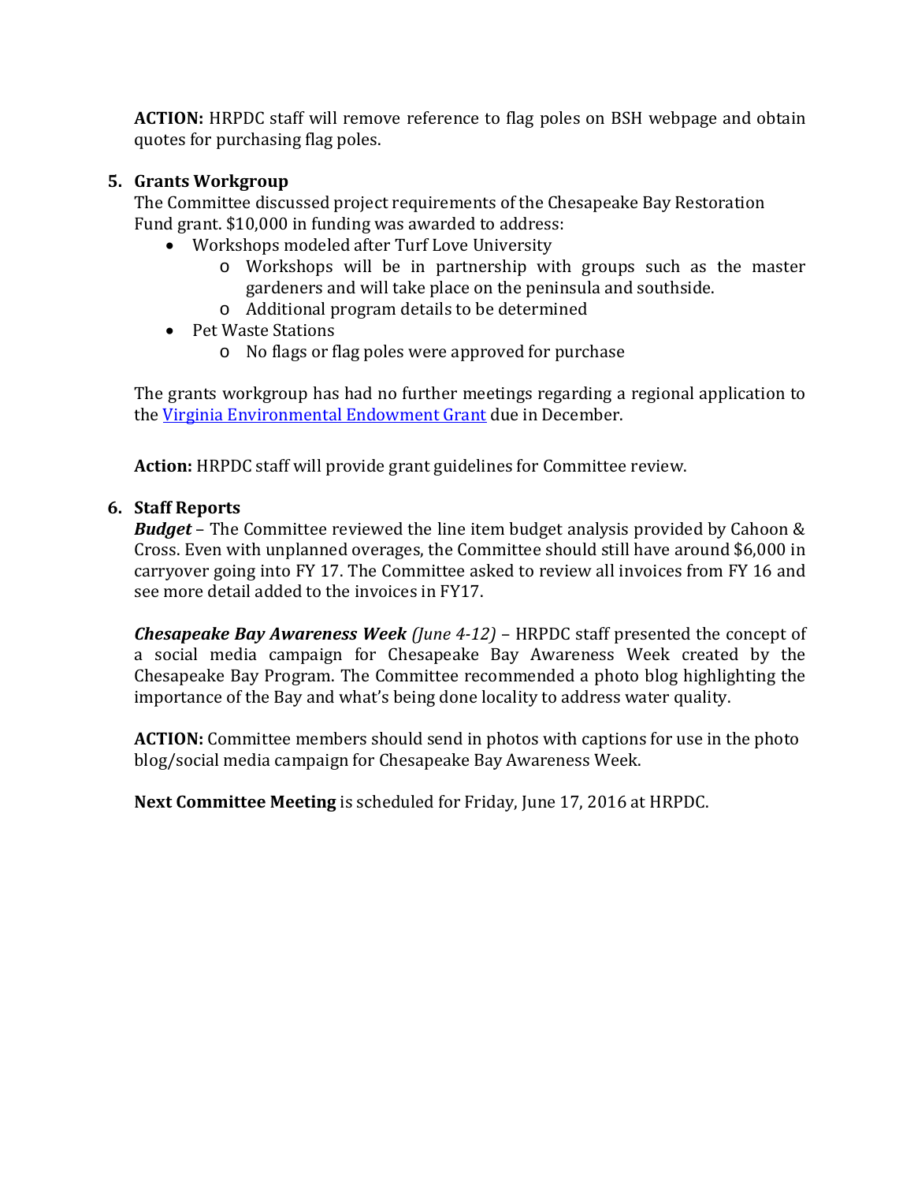**ACTION:** HRPDC staff will remove reference to flag poles on BSH webpage and obtain quotes for purchasing flag poles.

5. **Grants Workgroup**

   The Committee discussed project requirements of the Chesapeake Bay Restoration Fund grant. $10,000 in funding was awarded to address:

   - Workshops modeled after Turf Love University
     - Workshops will be in partnership with groups such as the master gardeners and will take place on the peninsula and southside.
     - Additional program details to be determined
   - Pet Waste Stations
     - No flags or flag poles were approved for purchase

   The grants workgroup has had no further meetings regarding a regional application to the Virginia Environmental Endowment Grant due in December.

   **Action:** HRPDC staff will provide grant guidelines for Committee review.

6. **Staff Reports**

   ***Budget*** – The Committee reviewed the line item budget analysis provided by Cahoon & Cross. Even with unplanned overages, the Committee should still have around $6,000 in carryover going into FY 17. The Committee asked to review all invoices from FY 16 and see more detail added to the invoices in FY17.

   ***Chesapeake Bay Awareness Week*** *(June 4-12)* – HRPDC staff presented the concept of a social media campaign for Chesapeake Bay Awareness Week created by the Chesapeake Bay Program. The Committee recommended a photo blog highlighting the importance of the Bay and what's being done locality to address water quality.

   **ACTION:** Committee members should send in photos with captions for use in the photo blog/social media campaign for Chesapeake Bay Awareness Week.

   **Next Committee Meeting** is scheduled for Friday, June 17, 2016 at HRPDC.